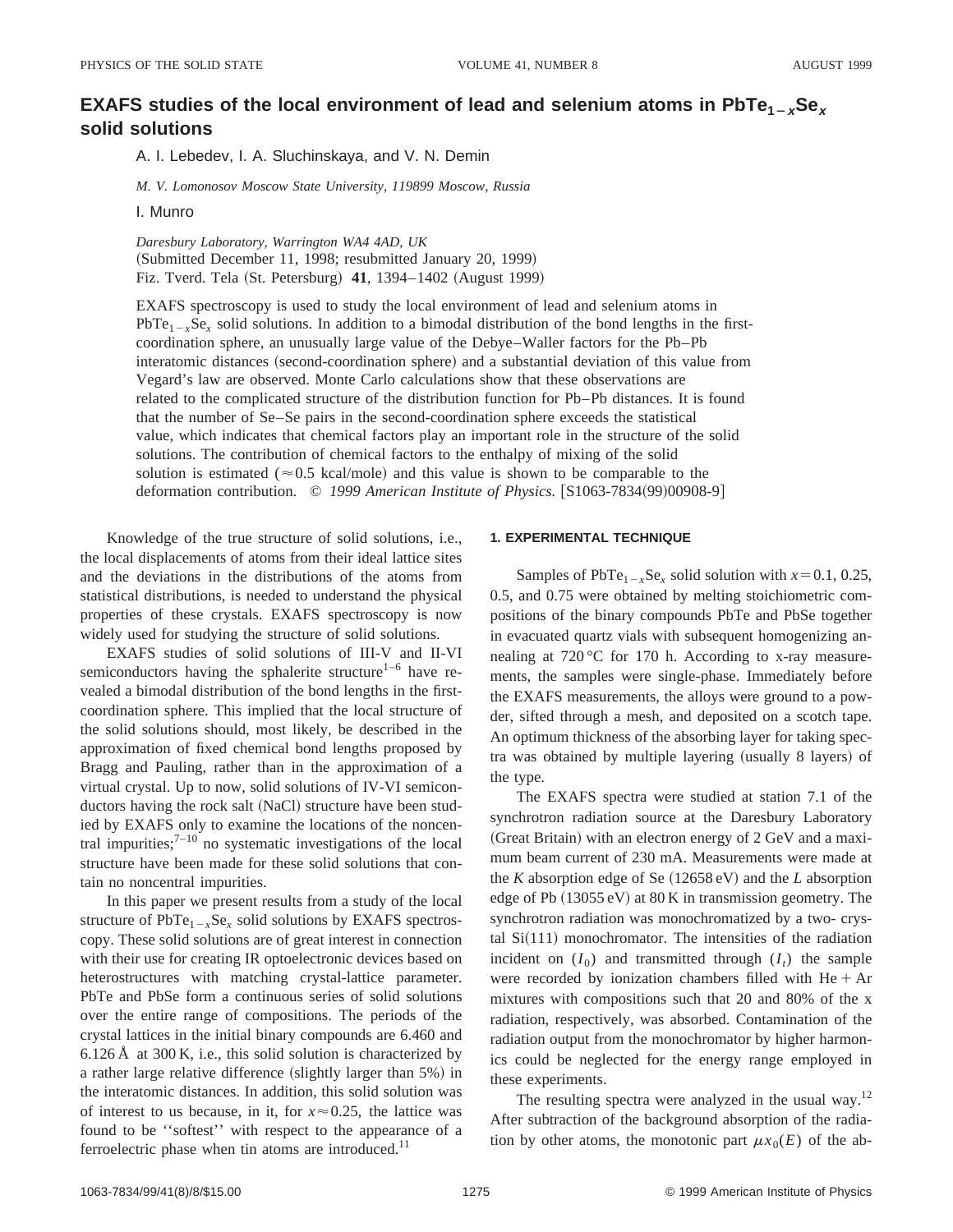# EXAFS studies of the local environment of lead and selenium atoms in $PbTe_{1-x}Se_x$ solid solutions

A. I. Lebedev, I. A. Sluchinskaya, and V. N. Demin

*M. V. Lomonosov Moscow State University, 119899 Moscow, Russia*

I. Munro

*Daresbury Laboratory, Warrington WA4 4AD, UK*
(Submitted December 11, 1998; resubmitted January 20, 1999)
Fiz. Tverd. Tela (St. Petersburg) **41**, 1394–1402 (August 1999)

EXAFS spectroscopy is used to study the local environment of lead and selenium atoms in $PbTe_{1-x}Se_x$ solid solutions. In addition to a bimodal distribution of the bond lengths in the first-coordination sphere, an unusually large value of the Debye–Waller factors for the Pb–Pb interatomic distances (second-coordination sphere) and a substantial deviation of this value from Vegard's law are observed. Monte Carlo calculations show that these observations are related to the complicated structure of the distribution function for Pb–Pb distances. It is found that the number of Se–Se pairs in the second-coordination sphere exceeds the statistical value, which indicates that chemical factors play an important role in the structure of the solid solutions. The contribution of chemical factors to the enthalpy of mixing of the solid solution is estimated (≈0.5 kcal/mole) and this value is shown to be comparable to the deformation contribution. © *1999 American Institute of Physics.* [S1063-7834(99)00908-9]

Knowledge of the true structure of solid solutions, i.e., the local displacements of atoms from their ideal lattice sites and the deviations in the distributions of the atoms from statistical distributions, is needed to understand the physical properties of these crystals. EXAFS spectroscopy is now widely used for studying the structure of solid solutions.

EXAFS studies of solid solutions of III-V and II-VI semiconductors having the sphalerite structure[1–6] have revealed a bimodal distribution of the bond lengths in the first-coordination sphere. This implied that the local structure of the solid solutions should, most likely, be described in the approximation of fixed chemical bond lengths proposed by Bragg and Pauling, rather than in the approximation of a virtual crystal. Up to now, solid solutions of IV-VI semiconductors having the rock salt (NaCl) structure have been studied by EXAFS only to examine the locations of the noncentral impurities;[7–10] no systematic investigations of the local structure have been made for these solid solutions that contain no noncentral impurities.

In this paper we present results from a study of the local structure of $PbTe_{1-x}Se_x$ solid solutions by EXAFS spectroscopy. These solid solutions are of great interest in connection with their use for creating IR optoelectronic devices based on heterostructures with matching crystal-lattice parameter. PbTe and PbSe form a continuous series of solid solutions over the entire range of compositions. The periods of the crystal lattices in the initial binary compounds are 6.460 and 6.126 Å at 300 K, i.e., this solid solution is characterized by a rather large relative difference (slightly larger than 5%) in the interatomic distances. In addition, this solid solution was of interest to us because, in it, for $x \approx 0.25$, the lattice was found to be "softest" with respect to the appearance of a ferroelectric phase when tin atoms are introduced.[11]

## 1. EXPERIMENTAL TECHNIQUE

Samples of $PbTe_{1-x}Se_x$ solid solution with $x = 0.1$, 0.25, 0.5, and 0.75 were obtained by melting stoichiometric compositions of the binary compounds PbTe and PbSe together in evacuated quartz vials with subsequent homogenizing annealing at 720 °C for 170 h. According to x-ray measurements, the samples were single-phase. Immediately before the EXAFS measurements, the alloys were ground to a powder, sifted through a mesh, and deposited on a scotch tape. An optimum thickness of the absorbing layer for taking spectra was obtained by multiple layering (usually 8 layers) of the type.

The EXAFS spectra were studied at station 7.1 of the synchrotron radiation source at the Daresbury Laboratory (Great Britain) with an electron energy of 2 GeV and a maximum beam current of 230 mA. Measurements were made at the *K* absorption edge of Se (12658 eV) and the *L* absorption edge of Pb (13055 eV) at 80 K in transmission geometry. The synchrotron radiation was monochromatized by a two- crystal Si(111) monochromator. The intensities of the radiation incident on ($I_0$) and transmitted through ($I_t$) the sample were recorded by ionization chambers filled with He + Ar mixtures with compositions such that 20 and 80% of the x radiation, respectively, was absorbed. Contamination of the radiation output from the monochromator by higher harmonics could be neglected for the energy range employed in these experiments.

The resulting spectra were analyzed in the usual way.[12] After subtraction of the background absorption of the radiation by other atoms, the monotonic part $\mu x_0(E)$ of the ab-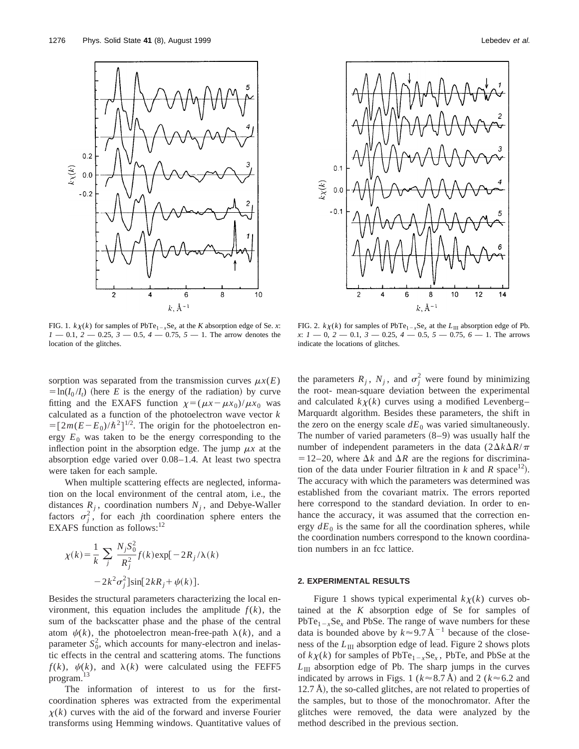FIG. 1. $k\chi(k)$ for samples of $PbTe_{1-x}Se_x$ at the $K$ absorption edge of Se. $x$: *1* — 0.1, *2* — 0.25, *3* — 0.5, *4* — 0.75, *5* — 1. The arrow denotes the location of the glitches.

FIG. 2. $k\chi(k)$ for samples of $PbTe_{1-x}Se_x$ at the $L_{III}$ absorption edge of Pb. $x$: *1* — 0, *2* — 0.1, *3* — 0.25, *4* — 0.5, *5* — 0.75, *6* — 1. The arrows indicate the locations of glitches.

sorption was separated from the transmission curves $\mu x(E) = \ln(I_0/I_t)$ (here $E$ is the energy of the radiation) by curve fitting and the EXAFS function $\chi = (\mu x - \mu x_0)/\mu x_0$ was calculated as a function of the photoelectron wave vector $k = [2m(E-E_0)/\hbar^2]^{1/2}$. The origin for the photoelectron energy $E_0$ was taken to be the energy corresponding to the inflection point in the absorption edge. The jump $\mu x$ at the absorption edge varied over 0.08–1.4. At least two spectra were taken for each sample.

When multiple scattering effects are neglected, information on the local environment of the central atom, i.e., the distances $R_j$, coordination numbers $N_j$, and Debye-Waller factors $\sigma_j^2$, for each $j$th coordination sphere enters the EXAFS function as follows:[12]

$$\chi(k) = \frac{1}{k} \sum_j \frac{N_j S_0^2}{R_j^2} f(k) \exp[-2R_j/\lambda(k) - 2k^2\sigma_j^2] \sin[2kR_j + \psi(k)].$$

Besides the structural parameters characterizing the local environment, this equation includes the amplitude $f(k)$, the sum of the backscatter phase and the phase of the central atom $\psi(k)$, the photoelectron mean-free-path $\lambda(k)$, and a parameter $S_0^2$, which accounts for many-electron and inelastic effects in the central and scattering atoms. The functions $f(k)$, $\psi(k)$, and $\lambda(k)$ were calculated using the FEFF5 program.[13]

The information of interest to us for the first-coordination spheres was extracted from the experimental $\chi(k)$ curves with the aid of the forward and inverse Fourier transforms using Hemming windows. Quantitative values of the parameters $R_j$, $N_j$, and $\sigma_j^2$ were found by minimizing the root- mean-square deviation between the experimental and calculated $k\chi(k)$ curves using a modified Levenberg–Marquardt algorithm. Besides these parameters, the shift in the zero on the energy scale $dE_0$ was varied simultaneously. The number of varied parameters (8–9) was usually half the number of independent parameters in the data ($2\Delta k \Delta R/\pi = 12$–$20$, where $\Delta k$ and $\Delta R$ are the regions for discrimination of the data under Fourier filtration in $k$ and $R$ space[12]). The accuracy with which the parameters was determined was established from the covariant matrix. The errors reported here correspond to the standard deviation. In order to enhance the accuracy, it was assumed that the correction energy $dE_0$ is the same for all the coordination spheres, while the coordination numbers correspond to the known coordination numbers in an fcc lattice.

## 2. EXPERIMENTAL RESULTS

Figure 1 shows typical experimental $k\chi(k)$ curves obtained at the $K$ absorption edge of Se for samples of $PbTe_{1-x}Se_x$ and PbSe. The range of wave numbers for these data is bounded above by $k \approx 9.7\,\text{Å}^{-1}$ because of the closeness of the $L_{III}$ absorption edge of lead. Figure 2 shows plots of $k\chi(k)$ for samples of $PbTe_{1-x}Se_x$, PbTe, and PbSe at the $L_{III}$ absorption edge of Pb. The sharp jumps in the curves indicated by arrows in Figs. 1 ($k \approx 8.7$ Å) and 2 ($k \approx 6.2$ and 12.7 Å), the so-called glitches, are not related to properties of the samples, but to those of the monochromator. After the glitches were removed, the data were analyzed by the method described in the previous section.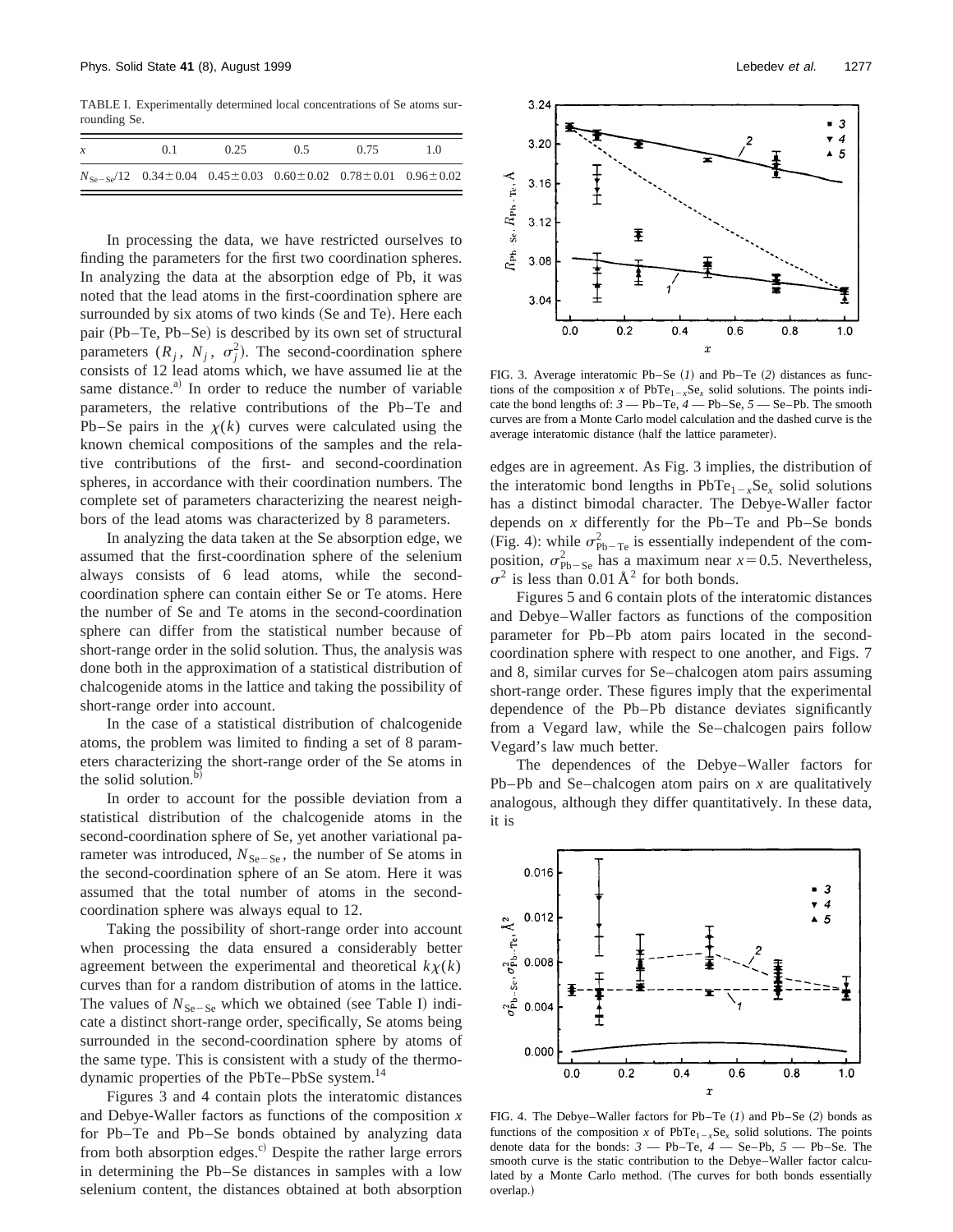TABLE I. Experimentally determined local concentrations of Se atoms surrounding Se.

| $x$ | 0.1 | 0.25 | 0.5 | 0.75 | 1.0 |
|---|---|---|---|---|---|
| $N_{Se-Se}/12$ | $0.34\pm0.04$ | $0.45\pm0.03$ | $0.60\pm0.02$ | $0.78\pm0.01$ | $0.96\pm0.02$ |

In processing the data, we have restricted ourselves to finding the parameters for the first two coordination spheres. In analyzing the data at the absorption edge of Pb, it was noted that the lead atoms in the first-coordination sphere are surrounded by six atoms of two kinds (Se and Te). Here each pair (Pb–Te, Pb–Se) is described by its own set of structural parameters ($R_j$, $N_j$, $\sigma_j^2$). The second-coordination sphere consists of 12 lead atoms which, we have assumed lie at the same distance.[a)] In order to reduce the number of variable parameters, the relative contributions of the Pb–Te and Pb–Se pairs in the $\chi(k)$ curves were calculated using the known chemical compositions of the samples and the relative contributions of the first- and second-coordination spheres, in accordance with their coordination numbers. The complete set of parameters characterizing the nearest neighbors of the lead atoms was characterized by 8 parameters.

In analyzing the data taken at the Se absorption edge, we assumed that the first-coordination sphere of the selenium always consists of 6 lead atoms, while the second-coordination sphere can contain either Se or Te atoms. Here the number of Se and Te atoms in the second-coordination sphere can differ from the statistical number because of short-range order in the solid solution. Thus, the analysis was done both in the approximation of a statistical distribution of chalcogenide atoms in the lattice and taking the possibility of short-range order into account.

In the case of a statistical distribution of chalcogenide atoms, the problem was limited to finding a set of 8 parameters characterizing the short-range order of the Se atoms in the solid solution.[b)]

In order to account for the possible deviation from a statistical distribution of the chalcogenide atoms in the second-coordination sphere of Se, yet another variational parameter was introduced, $N_{Se-Se}$, the number of Se atoms in the second-coordination sphere of an Se atom. Here it was assumed that the total number of atoms in the second-coordination sphere was always equal to 12.

Taking the possibility of short-range order into account when processing the data ensured a considerably better agreement between the experimental and theoretical $k\chi(k)$ curves than for a random distribution of atoms in the lattice. The values of $N_{Se-Se}$ which we obtained (see Table I) indicate a distinct short-range order, specifically, Se atoms being surrounded in the second-coordination sphere by atoms of the same type. This is consistent with a study of the thermodynamic properties of the PbTe–PbSe system.[14]

Figures 3 and 4 contain plots the interatomic distances and Debye-Waller factors as functions of the composition $x$ for Pb–Te and Pb–Se bonds obtained by analyzing data from both absorption edges.[c)] Despite the rather large errors in determining the Pb–Se distances in samples with a low selenium content, the distances obtained at both absorption edges are in agreement. As Fig. 3 implies, the distribution of the interatomic bond lengths in $PbTe_{1-x}Se_x$ solid solutions has a distinct bimodal character. The Debye-Waller factor depends on $x$ differently for the Pb–Te and Pb–Se bonds (Fig. 4): while $\sigma^2_{Pb-Te}$ is essentially independent of the composition, $\sigma^2_{Pb-Se}$ has a maximum near $x=0.5$. Nevertheless, $\sigma^2$ is less than 0.01 Å$^2$ for both bonds.

FIG. 3. Average interatomic Pb–Se (*1*) and Pb–Te (*2*) distances as functions of the composition $x$ of $PbTe_{1-x}Se_x$ solid solutions. The points indicate the bond lengths of: *3* — Pb–Te, *4* — Pb–Se, *5* — Se–Pb. The smooth curves are from a Monte Carlo model calculation and the dashed curve is the average interatomic distance (half the lattice parameter).

Figures 5 and 6 contain plots of the interatomic distances and Debye–Waller factors as functions of the composition parameter for Pb–Pb atom pairs located in the second-coordination sphere with respect to one another, and Figs. 7 and 8, similar curves for Se–chalcogen atom pairs assuming short-range order. These figures imply that the experimental dependence of the Pb–Pb distance deviates significantly from a Vegard law, while the Se–chalcogen pairs follow Vegard's law much better.

The dependences of the Debye–Waller factors for Pb–Pb and Se–chalcogen atom pairs on $x$ are qualitatively analogous, although they differ quantitatively. In these data, it is

FIG. 4. The Debye–Waller factors for Pb–Te (*1*) and Pb–Se (*2*) bonds as functions of the composition $x$ of $PbTe_{1-x}Se_x$ solid solutions. The points denote data for the bonds: *3* — Pb–Te, *4* — Se–Pb, *5* — Pb–Se. The smooth curve is the static contribution to the Debye–Waller factor calculated by a Monte Carlo method. (The curves for both bonds essentially overlap.)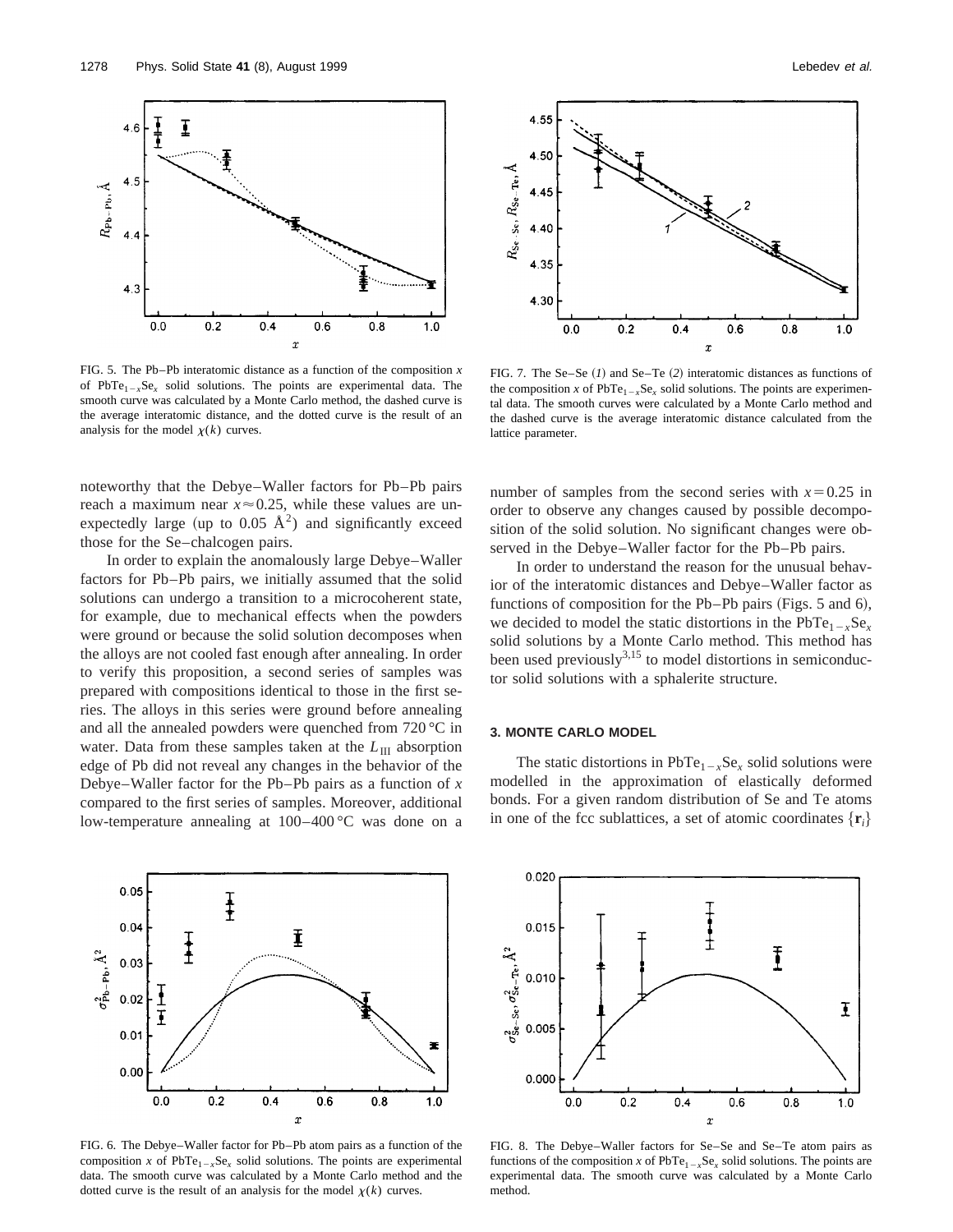FIG. 5. The Pb–Pb interatomic distance as a function of the composition $x$ of $PbTe_{1-x}Se_x$ solid solutions. The points are experimental data. The smooth curve was calculated by a Monte Carlo method, the dashed curve is the average interatomic distance, and the dotted curve is the result of an analysis for the model $\chi(k)$ curves.

FIG. 7. The Se–Se (*1*) and Se–Te (*2*) interatomic distances as functions of the composition $x$ of $PbTe_{1-x}Se_x$ solid solutions. The points are experimental data. The smooth curves were calculated by a Monte Carlo method and the dashed curve is the average interatomic distance calculated from the lattice parameter.

noteworthy that the Debye–Waller factors for Pb–Pb pairs reach a maximum near $x \approx 0.25$, while these values are unexpectedly large (up to 0.05 Å$^2$) and significantly exceed those for the Se–chalcogen pairs.

In order to explain the anomalously large Debye–Waller factors for Pb–Pb pairs, we initially assumed that the solid solutions can undergo a transition to a microcoherent state, for example, due to mechanical effects when the powders were ground or because the solid solution decomposes when the alloys are not cooled fast enough after annealing. In order to verify this proposition, a second series of samples was prepared with compositions identical to those in the first series. The alloys in this series were ground before annealing and all the annealed powders were quenched from 720 °C in water. Data from these samples taken at the $L_{\mathrm{III}}$ absorption edge of Pb did not reveal any changes in the behavior of the Debye–Waller factor for the Pb–Pb pairs as a function of $x$ compared to the first series of samples. Moreover, additional low-temperature annealing at 100–400 °C was done on a number of samples from the second series with $x = 0.25$ in order to observe any changes caused by possible decomposition of the solid solution. No significant changes were observed in the Debye–Waller factor for the Pb–Pb pairs.

In order to understand the reason for the unusual behavior of the interatomic distances and Debye–Waller factor as functions of composition for the Pb–Pb pairs (Figs. 5 and 6), we decided to model the static distortions in the $PbTe_{1-x}Se_x$ solid solutions by a Monte Carlo method. This method has been used previously[3,15] to model distortions in semiconductor solid solutions with a sphalerite structure.

### 3. MONTE CARLO MODEL

The static distortions in $PbTe_{1-x}Se_x$ solid solutions were modelled in the approximation of elastically deformed bonds. For a given random distribution of Se and Te atoms in one of the fcc sublattices, a set of atomic coordinates $\{\mathbf{r}_i\}$

FIG. 6. The Debye–Waller factor for Pb–Pb atom pairs as a function of the composition $x$ of $PbTe_{1-x}Se_x$ solid solutions. The points are experimental data. The smooth curve was calculated by a Monte Carlo method and the dotted curve is the result of an analysis for the model $\chi(k)$ curves.

FIG. 8. The Debye–Waller factors for Se–Se and Se–Te atom pairs as functions of the composition $x$ of $PbTe_{1-x}Se_x$ solid solutions. The points are experimental data. The smooth curve was calculated by a Monte Carlo method.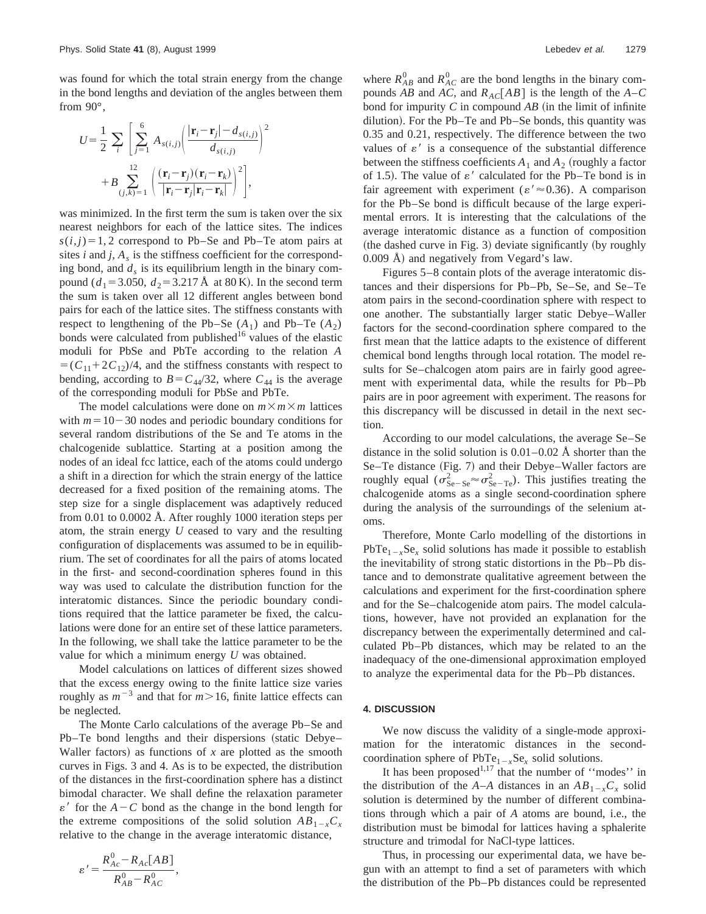was found for which the total strain energy from the change in the bond lengths and deviation of the angles between them from 90°,

$$U=\frac{1}{2}\sum_{i}\left[\sum_{j=1}^{6}A_{s(i,j)}\left(\frac{|\mathbf{r}_i-\mathbf{r}_j|-d_{s(i,j)}}{d_{s(i,j)}}\right)^2+B\sum_{(j,k)=1}^{12}\left(\frac{(\mathbf{r}_i-\mathbf{r}_j)(\mathbf{r}_i-\mathbf{r}_k)}{|\mathbf{r}_i-\mathbf{r}_j|\mathbf{r}_i-\mathbf{r}_k|}\right)^2\right],$$

was minimized. In the first term the sum is taken over the six nearest neighbors for each of the lattice sites. The indices $s(i,j)=1,2$ correspond to Pb–Se and Pb–Te atom pairs at sites $i$ and $j$, $A_s$ is the stiffness coefficient for the corresponding bond, and $d_s$ is its equilibrium length in the binary compound ($d_1=3.050$, $d_2=3.217$ Å at 80 K). In the second term the sum is taken over all 12 different angles between bond pairs for each of the lattice sites. The stiffness constants with respect to lengthening of the Pb–Se ($A_1$) and Pb–Te ($A_2$) bonds were calculated from published[16] values of the elastic moduli for PbSe and PbTe according to the relation $A=(C_{11}+2C_{12})/4$, and the stiffness constants with respect to bending, according to $B=C_{44}/32$, where $C_{44}$ is the average of the corresponding moduli for PbSe and PbTe.

The model calculations were done on $m\times m\times m$ lattices with $m=10-30$ nodes and periodic boundary conditions for several random distributions of the Se and Te atoms in the chalcogenide sublattice. Starting at a position among the nodes of an ideal fcc lattice, each of the atoms could undergo a shift in a direction for which the strain energy of the lattice decreased for a fixed position of the remaining atoms. The step size for a single displacement was adaptively reduced from 0.01 to 0.0002 Å. After roughly 1000 iteration steps per atom, the strain energy $U$ ceased to vary and the resulting configuration of displacements was assumed to be in equilibrium. The set of coordinates for all the pairs of atoms located in the first- and second-coordination spheres found in this way was used to calculate the distribution function for the interatomic distances. Since the periodic boundary conditions required that the lattice parameter be fixed, the calculations were done for an entire set of these lattice parameters. In the following, we shall take the lattice parameter to be the value for which a minimum energy $U$ was obtained.

Model calculations on lattices of different sizes showed that the excess energy owing to the finite lattice size varies roughly as $m^{-3}$ and that for $m>16$, finite lattice effects can be neglected.

The Monte Carlo calculations of the average Pb–Se and Pb–Te bond lengths and their dispersions (static Debye–Waller factors) as functions of $x$ are plotted as the smooth curves in Figs. 3 and 4. As is to be expected, the distribution of the distances in the first-coordination sphere has a distinct bimodal character. We shall define the relaxation parameter $\varepsilon'$ for the $A-C$ bond as the change in the bond length for the extreme compositions of the solid solution $AB_{1-x}C_x$ relative to the change in the average interatomic distance,

$$\varepsilon'=\frac{R_{AC}^0-R_{Ac}[AB]}{R_{AB}^0-R_{AC}^0},$$

where $R_{AB}^0$ and $R_{AC}^0$ are the bond lengths in the binary compounds $AB$ and $AC$, and $R_{AC}[AB]$ is the length of the $A$–$C$ bond for impurity $C$ in compound $AB$ (in the limit of infinite dilution). For the Pb–Te and Pb–Se bonds, this quantity was 0.35 and 0.21, respectively. The difference between the two values of $\varepsilon'$ is a consequence of the substantial difference between the stiffness coefficients $A_1$ and $A_2$ (roughly a factor of 1.5). The value of $\varepsilon'$ calculated for the Pb–Te bond is in fair agreement with experiment ($\varepsilon'\approx 0.36$). A comparison for the Pb–Se bond is difficult because of the large experimental errors. It is interesting that the calculations of the average interatomic distance as a function of composition (the dashed curve in Fig. 3) deviate significantly (by roughly 0.009 Å) and negatively from Vegard's law.

Figures 5–8 contain plots of the average interatomic distances and their dispersions for Pb–Pb, Se–Se, and Se–Te atom pairs in the second-coordination sphere with respect to one another. The substantially larger static Debye–Waller factors for the second-coordination sphere compared to the first mean that the lattice adapts to the existence of different chemical bond lengths through local rotation. The model results for Se–chalcogen atom pairs are in fairly good agreement with experimental data, while the results for Pb–Pb pairs are in poor agreement with experiment. The reasons for this discrepancy will be discussed in detail in the next section.

According to our model calculations, the average Se–Se distance in the solid solution is 0.01–0.02 Å shorter than the Se–Te distance (Fig. 7) and their Debye–Waller factors are roughly equal ($\sigma^2_{\text{Se-Se}}\approx\sigma^2_{\text{Se-Te}}$). This justifies treating the chalcogenide atoms as a single second-coordination sphere during the analysis of the surroundings of the selenium atoms.

Therefore, Monte Carlo modelling of the distortions in $PbTe_{1-x}Se_x$ solid solutions has made it possible to establish the inevitability of strong static distortions in the Pb–Pb distance and to demonstrate qualitative agreement between the calculations and experiment for the first-coordination sphere and for the Se–chalcogenide atom pairs. The model calculations, however, have not provided an explanation for the discrepancy between the experimentally determined and calculated Pb–Pb distances, which may be related to an the inadequacy of the one-dimensional approximation employed to analyze the experimental data for the Pb–Pb distances.

## 4. DISCUSSION

We now discuss the validity of a single-mode approximation for the interatomic distances in the second-coordination sphere of $PbTe_{1-x}Se_x$ solid solutions.

It has been proposed[1,17] that the number of "modes" in the distribution of the $A$–$A$ distances in an $AB_{1-x}C_x$ solid solution is determined by the number of different combinations through which a pair of $A$ atoms are bound, i.e., the distribution must be bimodal for lattices having a sphalerite structure and trimodal for NaCl-type lattices.

Thus, in processing our experimental data, we have begun with an attempt to find a set of parameters with which the distribution of the Pb–Pb distances could be represented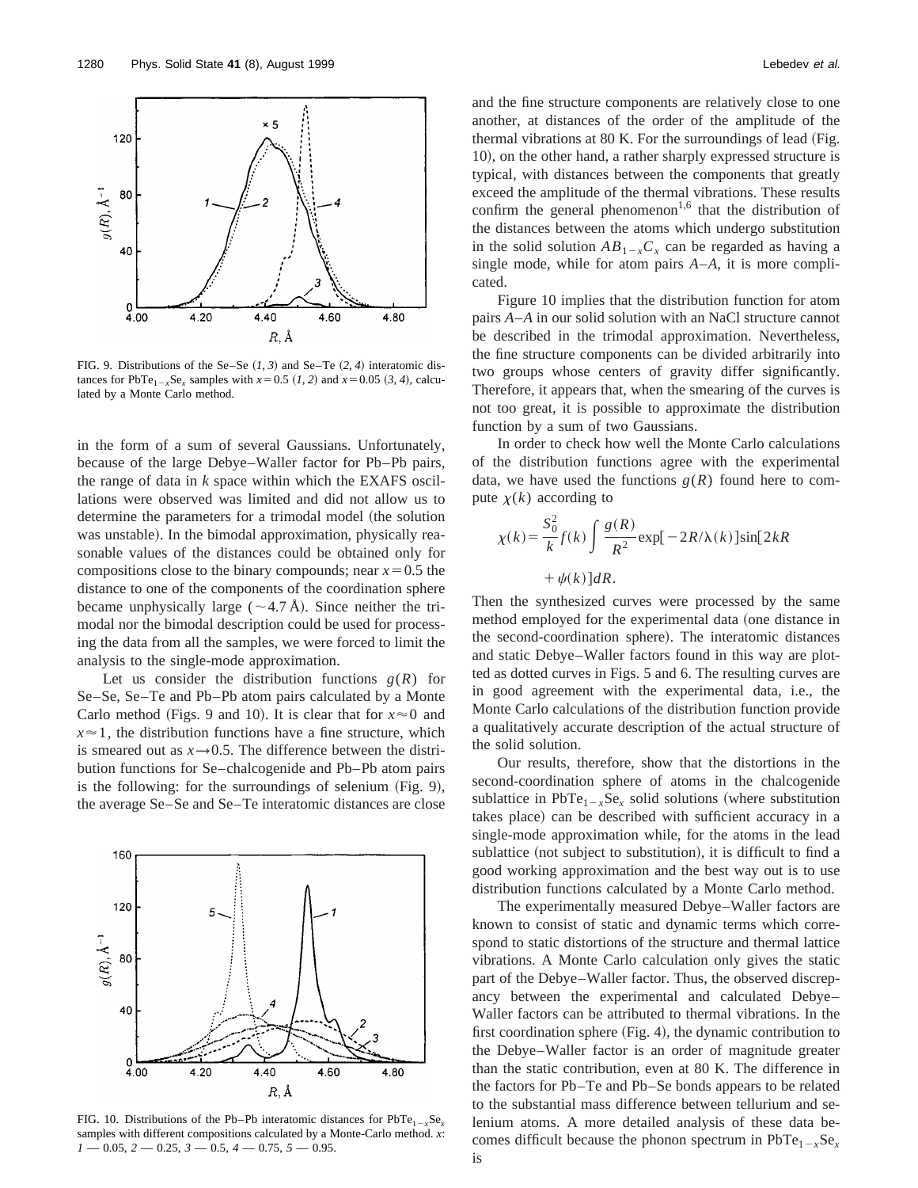FIG. 9. Distributions of the Se–Se (*1, 3*) and Se–Te (*2, 4*) interatomic distances for $PbTe_{1-x}Se_x$ samples with $x=0.5$ (*1, 2*) and $x=0.05$ (*3, 4*), calculated by a Monte Carlo method.

in the form of a sum of several Gaussians. Unfortunately, because of the large Debye–Waller factor for Pb–Pb pairs, the range of data in $k$ space within which the EXAFS oscillations were observed was limited and did not allow us to determine the parameters for a trimodal model (the solution was unstable). In the bimodal approximation, physically reasonable values of the distances could be obtained only for compositions close to the binary compounds; near $x=0.5$ the distance to one of the components of the coordination sphere became unphysically large ($\sim 4.7$ Å). Since neither the trimodal nor the bimodal description could be used for processing the data from all the samples, we were forced to limit the analysis to the single-mode approximation.

Let us consider the distribution functions $g(R)$ for Se–Se, Se–Te and Pb–Pb atom pairs calculated by a Monte Carlo method (Figs. 9 and 10). It is clear that for $x \approx 0$ and $x \approx 1$, the distribution functions have a fine structure, which is smeared out as $x \rightarrow 0.5$. The difference between the distribution functions for Se–chalcogenide and Pb–Pb atom pairs is the following: for the surroundings of selenium (Fig. 9), the average Se–Se and Se–Te interatomic distances are close and the fine structure components are relatively close to one another, at distances of the order of the amplitude of the thermal vibrations at 80 K. For the surroundings of lead (Fig. 10), on the other hand, a rather sharply expressed structure is typical, with distances between the components that greatly exceed the amplitude of the thermal vibrations. These results confirm the general phenomenon[1,6] that the distribution of the distances between the atoms which undergo substitution in the solid solution $AB_{1-x}C_x$ can be regarded as having a single mode, while for atom pairs $A$–$A$, it is more complicated.

FIG. 10. Distributions of the Pb–Pb interatomic distances for $PbTe_{1-x}Se_x$ samples with different compositions calculated by a Monte-Carlo method. $x$: *1* — 0.05, *2* — 0.25, *3* — 0.5, *4* — 0.75, *5* — 0.95.

Figure 10 implies that the distribution function for atom pairs $A$–$A$ in our solid solution with an NaCl structure cannot be described in the trimodal approximation. Nevertheless, the fine structure components can be divided arbitrarily into two groups whose centers of gravity differ significantly. Therefore, it appears that, when the smearing of the curves is not too great, it is possible to approximate the distribution function by a sum of two Gaussians.

In order to check how well the Monte Carlo calculations of the distribution functions agree with the experimental data, we have used the functions $g(R)$ found here to compute $\chi(k)$ according to

$$\chi(k) = \frac{S_0^2}{k} f(k) \int \frac{g(R)}{R^2} \exp[-2R/\lambda(k)] \sin[2kR + \psi(k)] dR.$$

Then the synthesized curves were processed by the same method employed for the experimental data (one distance in the second-coordination sphere). The interatomic distances and static Debye–Waller factors found in this way are plotted as dotted curves in Figs. 5 and 6. The resulting curves are in good agreement with the experimental data, i.e., the Monte Carlo calculations of the distribution function provide a qualitatively accurate description of the actual structure of the solid solution.

Our results, therefore, show that the distortions in the second-coordination sphere of atoms in the chalcogenide sublattice in $PbTe_{1-x}Se_x$ solid solutions (where substitution takes place) can be described with sufficient accuracy in a single-mode approximation while, for the atoms in the lead sublattice (not subject to substitution), it is difficult to find a good working approximation and the best way out is to use distribution functions calculated by a Monte Carlo method.

The experimentally measured Debye–Waller factors are known to consist of static and dynamic terms which correspond to static distortions of the structure and thermal lattice vibrations. A Monte Carlo calculation only gives the static part of the Debye–Waller factor. Thus, the observed discrepancy between the experimental and calculated Debye–Waller factors can be attributed to thermal vibrations. In the first coordination sphere (Fig. 4), the dynamic contribution to the Debye–Waller factor is an order of magnitude greater than the static contribution, even at 80 K. The difference in the factors for Pb–Te and Pb–Se bonds appears to be related to the substantial mass difference between tellurium and selenium atoms. A more detailed analysis of these data becomes difficult because the phonon spectrum in $PbTe_{1-x}Se_x$ is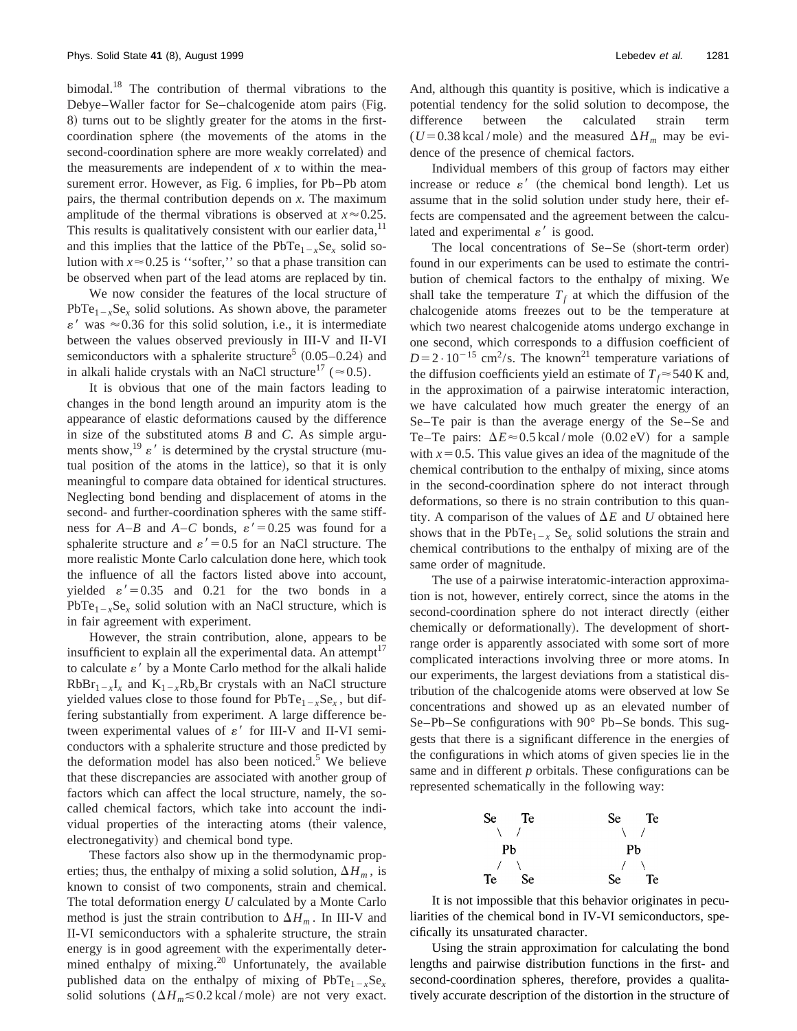bimodal.[18] The contribution of thermal vibrations to the Debye–Waller factor for Se–chalcogenide atom pairs (Fig. 8) turns out to be slightly greater for the atoms in the first-coordination sphere (the movements of the atoms in the second-coordination sphere are more weakly correlated) and the measurements are independent of $x$ to within the measurement error. However, as Fig. 6 implies, for Pb–Pb atom pairs, the thermal contribution depends on $x$. The maximum amplitude of the thermal vibrations is observed at $x \approx 0.25$. This results is qualitatively consistent with our earlier data,[11] and this implies that the lattice of the $PbTe_{1-x}Se_x$ solid solution with $x \approx 0.25$ is "softer," so that a phase transition can be observed when part of the lead atoms are replaced by tin.

We now consider the features of the local structure of $PbTe_{1-x}Se_x$ solid solutions. As shown above, the parameter $\varepsilon'$ was $\approx 0.36$ for this solid solution, i.e., it is intermediate between the values observed previously in III-V and II-VI semiconductors with a sphalerite structure[5] (0.05–0.24) and in alkali halide crystals with an NaCl structure[17] ($\approx 0.5$).

It is obvious that one of the main factors leading to changes in the bond length around an impurity atom is the appearance of elastic deformations caused by the difference in size of the substituted atoms $B$ and $C$. As simple arguments show,[19] $\varepsilon'$ is determined by the crystal structure (mutual position of the atoms in the lattice), so that it is only meaningful to compare data obtained for identical structures. Neglecting bond bending and displacement of atoms in the second- and further-coordination spheres with the same stiffness for $A$–$B$ and $A$–$C$ bonds, $\varepsilon' = 0.25$ was found for a sphalerite structure and $\varepsilon' = 0.5$ for an NaCl structure. The more realistic Monte Carlo calculation done here, which took the influence of all the factors listed above into account, yielded $\varepsilon' = 0.35$ and 0.21 for the two bonds in a $PbTe_{1-x}Se_x$ solid solution with an NaCl structure, which is in fair agreement with experiment.

However, the strain contribution, alone, appears to be insufficient to explain all the experimental data. An attempt[17] to calculate $\varepsilon'$ by a Monte Carlo method for the alkali halide $RbBr_{1-x}I_x$ and $K_{1-x}Rb_xBr$ crystals with an NaCl structure yielded values close to those found for $PbTe_{1-x}Se_x$, but differing substantially from experiment. A large difference between experimental values of $\varepsilon'$ for III-V and II-VI semiconductors with a sphalerite structure and those predicted by the deformation model has also been noticed.[5] We believe that these discrepancies are associated with another group of factors which can affect the local structure, namely, the so-called chemical factors, which take into account the individual properties of the interacting atoms (their valence, electronegativity) and chemical bond type.

These factors also show up in the thermodynamic properties; thus, the enthalpy of mixing a solid solution, $\Delta H_m$, is known to consist of two components, strain and chemical. The total deformation energy $U$ calculated by a Monte Carlo method is just the strain contribution to $\Delta H_m$. In III-V and II-VI semiconductors with a sphalerite structure, the strain energy is in good agreement with the experimentally determined enthalpy of mixing.[20] Unfortunately, the available published data on the enthalpy of mixing of $PbTe_{1-x}Se_x$ solid solutions ($\Delta H_m \lesssim 0.2$ kcal/mole) are not very exact. And, although this quantity is positive, which is indicative a potential tendency for the solid solution to decompose, the difference between the calculated strain term ($U = 0.38$ kcal/mole) and the measured $\Delta H_m$ may be evidence of the presence of chemical factors.

Individual members of this group of factors may either increase or reduce $\varepsilon'$ (the chemical bond length). Let us assume that in the solid solution under study here, their effects are compensated and the agreement between the calculated and experimental $\varepsilon'$ is good.

The local concentrations of Se–Se (short-term order) found in our experiments can be used to estimate the contribution of chemical factors to the enthalpy of mixing. We shall take the temperature $T_f$ at which the diffusion of the chalcogenide atoms freezes out to be the temperature at which two nearest chalcogenide atoms undergo exchange in one second, which corresponds to a diffusion coefficient of $D = 2 \cdot 10^{-15}$ cm$^2$/s. The known[21] temperature variations of the diffusion coefficients yield an estimate of $T_f \approx 540$ K and, in the approximation of a pairwise interatomic interaction, we have calculated how much greater the energy of an Se–Te pair is than the average energy of the Se–Se and Te–Te pairs: $\Delta E \approx 0.5$ kcal/mole (0.02 eV) for a sample with $x = 0.5$. This value gives an idea of the magnitude of the chemical contribution to the enthalpy of mixing, since atoms in the second-coordination sphere do not interact through deformations, so there is no strain contribution to this quantity. A comparison of the values of $\Delta E$ and $U$ obtained here shows that in the $PbTe_{1-x}Se_x$ solid solutions the strain and chemical contributions to the enthalpy of mixing are of the same order of magnitude.

The use of a pairwise interatomic-interaction approximation is not, however, entirely correct, since the atoms in the second-coordination sphere do not interact directly (either chemically or deformationally). The development of short-range order is apparently associated with some sort of more complicated interactions involving three or more atoms. In our experiments, the largest deviations from a statistical distribution of the chalcogenide atoms were observed at low Se concentrations and showed up as an elevated number of Se–Pb–Se configurations with 90° Pb–Se bonds. This suggests that there is a significant difference in the energies of the configurations in which atoms of given species lie in the same and in different $p$ orbitals. These configurations can be represented schematically in the following way:

```
Se    Te          Se    Te
  \  /              \  /
   Pb                Pb
  /  \              /  \
Te    Se          Se    Te
```

It is not impossible that this behavior originates in peculiarities of the chemical bond in IV-VI semiconductors, specifically its unsaturated character.

Using the strain approximation for calculating the bond lengths and pairwise distribution functions in the first- and second-coordination spheres, therefore, provides a qualitatively accurate description of the distortion in the structure of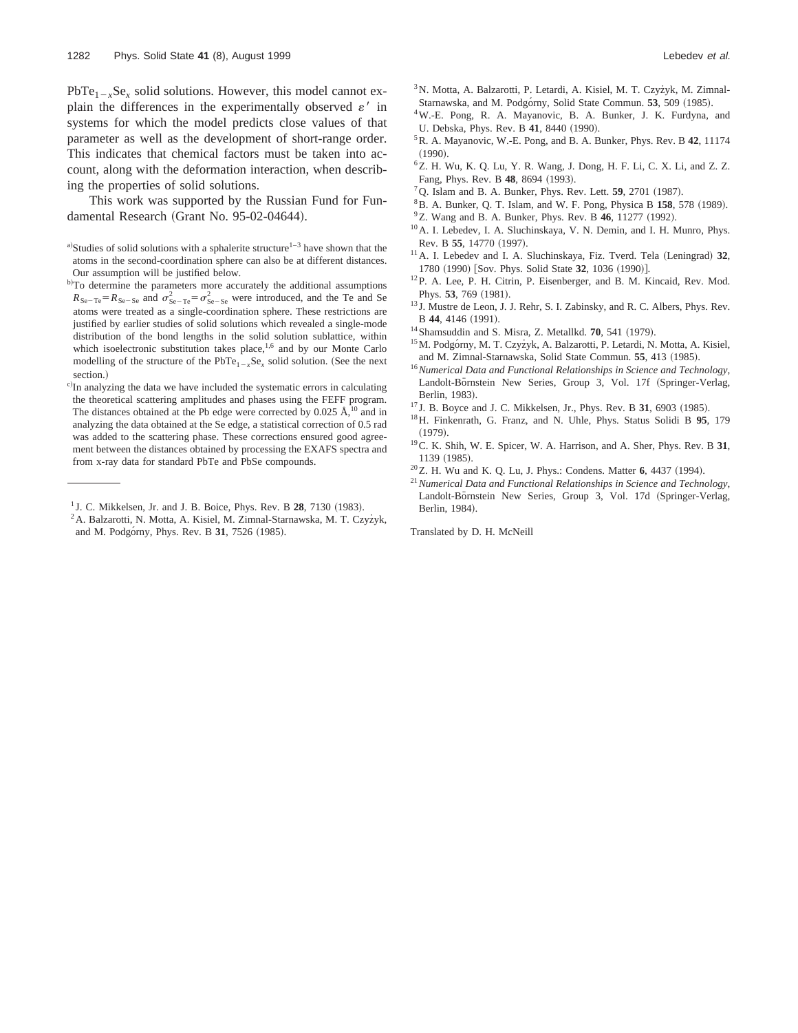$PbTe_{1-x}Se_x$ solid solutions. However, this model cannot explain the differences in the experimentally observed $\varepsilon'$ in systems for which the model predicts close values of that parameter as well as the development of short-range order. This indicates that chemical factors must be taken into account, along with the deformation interaction, when describing the properties of solid solutions.

This work was supported by the Russian Fund for Fundamental Research (Grant No. 95-02-04644).

[a]Studies of solid solutions with a sphalerite structure[1–3] have shown that the atoms in the second-coordination sphere can also be at different distances. Our assumption will be justified below.

[b]To determine the parameters more accurately the additional assumptions $R_{Se-Te}=R_{Se-Se}$ and $\sigma^2_{Se-Te}=\sigma^2_{Se-Se}$ were introduced, and the Te and Se atoms were treated as a single-coordination sphere. These restrictions are justified by earlier studies of solid solutions which revealed a single-mode distribution of the bond lengths in the solid solution sublattice, within which isoelectronic substitution takes place,[1,6] and by our Monte Carlo modelling of the structure of the $PbTe_{1-x}Se_x$ solid solution. (See the next section.)

[c]In analyzing the data we have included the systematic errors in calculating the theoretical scattering amplitudes and phases using the FEFF program. The distances obtained at the Pb edge were corrected by 0.025 Å,[10] and in analyzing the data obtained at the Se edge, a statistical correction of 0.5 rad was added to the scattering phase. These corrections ensured good agreement between the distances obtained by processing the EXAFS spectra and from x-ray data for standard PbTe and PbSe compounds.

---

[1] J. C. Mikkelsen, Jr. and J. B. Boice, Phys. Rev. B **28**, 7130 (1983).

[2] A. Balzarotti, N. Motta, A. Kisiel, M. Zimnal-Starnawska, M. T. Czyżyk, and M. Podgórny, Phys. Rev. B **31**, 7526 (1985).

[3] N. Motta, A. Balzarotti, P. Letardi, A. Kisiel, M. T. Czyżyk, M. Zimnal-Starnawska, and M. Podgórny, Solid State Commun. **53**, 509 (1985).

[4] W.-E. Pong, R. A. Mayanovic, B. A. Bunker, J. K. Furdyna, and U. Debska, Phys. Rev. B **41**, 8440 (1990).

[5] R. A. Mayanovic, W.-E. Pong, and B. A. Bunker, Phys. Rev. B **42**, 11174 (1990).

[6] Z. H. Wu, K. Q. Lu, Y. R. Wang, J. Dong, H. F. Li, C. X. Li, and Z. Z. Fang, Phys. Rev. B **48**, 8694 (1993).

[7] Q. Islam and B. A. Bunker, Phys. Rev. Lett. **59**, 2701 (1987).

[8] B. A. Bunker, Q. T. Islam, and W. F. Pong, Physica B **158**, 578 (1989).

[9] Z. Wang and B. A. Bunker, Phys. Rev. B **46**, 11277 (1992).

[10] A. I. Lebedev, I. A. Sluchinskaya, V. N. Demin, and I. H. Munro, Phys. Rev. B **55**, 14770 (1997).

[11] A. I. Lebedev and I. A. Sluchinskaya, Fiz. Tverd. Tela (Leningrad) **32**, 1780 (1990) [Sov. Phys. Solid State **32**, 1036 (1990)].

[12] P. A. Lee, P. H. Citrin, P. Eisenberger, and B. M. Kincaid, Rev. Mod. Phys. **53**, 769 (1981).

[13] J. Mustre de Leon, J. J. Rehr, S. I. Zabinsky, and R. C. Albers, Phys. Rev. B **44**, 4146 (1991).

[14] Shamsuddin and S. Misra, Z. Metallkd. **70**, 541 (1979).

[15] M. Podgórny, M. T. Czyżyk, A. Balzarotti, P. Letardi, N. Motta, A. Kisiel, and M. Zimnal-Starnawska, Solid State Commun. **55**, 413 (1985).

[16] *Numerical Data and Functional Relationships in Science and Technology*, Landolt-Börnstein New Series, Group 3, Vol. 17f (Springer-Verlag, Berlin, 1983).

[17] J. B. Boyce and J. C. Mikkelsen, Jr., Phys. Rev. B **31**, 6903 (1985).

[18] H. Finkenrath, G. Franz, and N. Uhle, Phys. Status Solidi B **95**, 179 (1979).

[19] C. K. Shih, W. E. Spicer, W. A. Harrison, and A. Sher, Phys. Rev. B **31**, 1139 (1985).

[20] Z. H. Wu and K. Q. Lu, J. Phys.: Condens. Matter **6**, 4437 (1994).

[21] *Numerical Data and Functional Relationships in Science and Technology*, Landolt-Börnstein New Series, Group 3, Vol. 17d (Springer-Verlag, Berlin, 1984).

Translated by D. H. McNeill